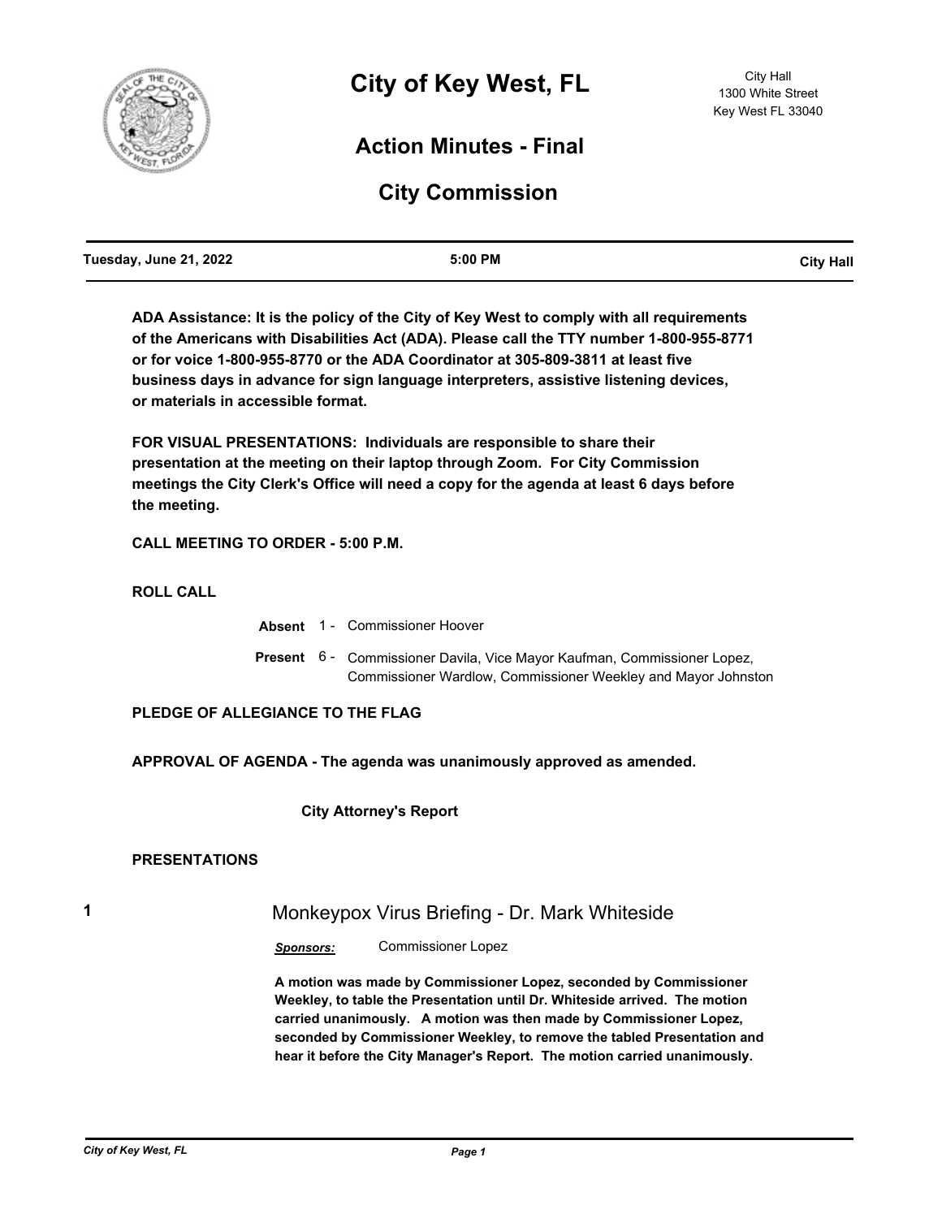# City of Key West, FL

City Hall
1300 White Street
Key West FL 33040

## Action Minutes - Final

## City Commission

| Tuesday, June 21, 2022 | 5:00 PM | City Hall |
|---|---|---|

**ADA Assistance: It is the policy of the City of Key West to comply with all requirements of the Americans with Disabilities Act (ADA). Please call the TTY number 1-800-955-8771 or for voice 1-800-955-8770 or the ADA Coordinator at 305-809-3811 at least five business days in advance for sign language interpreters, assistive listening devices, or materials in accessible format.**

**FOR VISUAL PRESENTATIONS: Individuals are responsible to share their presentation at the meeting on their laptop through Zoom. For City Commission meetings the City Clerk's Office will need a copy for the agenda at least 6 days before the meeting.**

**CALL MEETING TO ORDER - 5:00 P.M.**

**ROLL CALL**

**Absent** 1 - Commissioner Hoover

**Present** 6 - Commissioner Davila, Vice Mayor Kaufman, Commissioner Lopez, Commissioner Wardlow, Commissioner Weekley and Mayor Johnston

**PLEDGE OF ALLEGIANCE TO THE FLAG**

**APPROVAL OF AGENDA - The agenda was unanimously approved as amended.**

**City Attorney's Report**

**PRESENTATIONS**

**1** Monkeypox Virus Briefing - Dr. Mark Whiteside

***Sponsors:*** Commissioner Lopez

**A motion was made by Commissioner Lopez, seconded by Commissioner Weekley, to table the Presentation until Dr. Whiteside arrived. The motion carried unanimously. A motion was then made by Commissioner Lopez, seconded by Commissioner Weekley, to remove the tabled Presentation and hear it before the City Manager's Report. The motion carried unanimously.**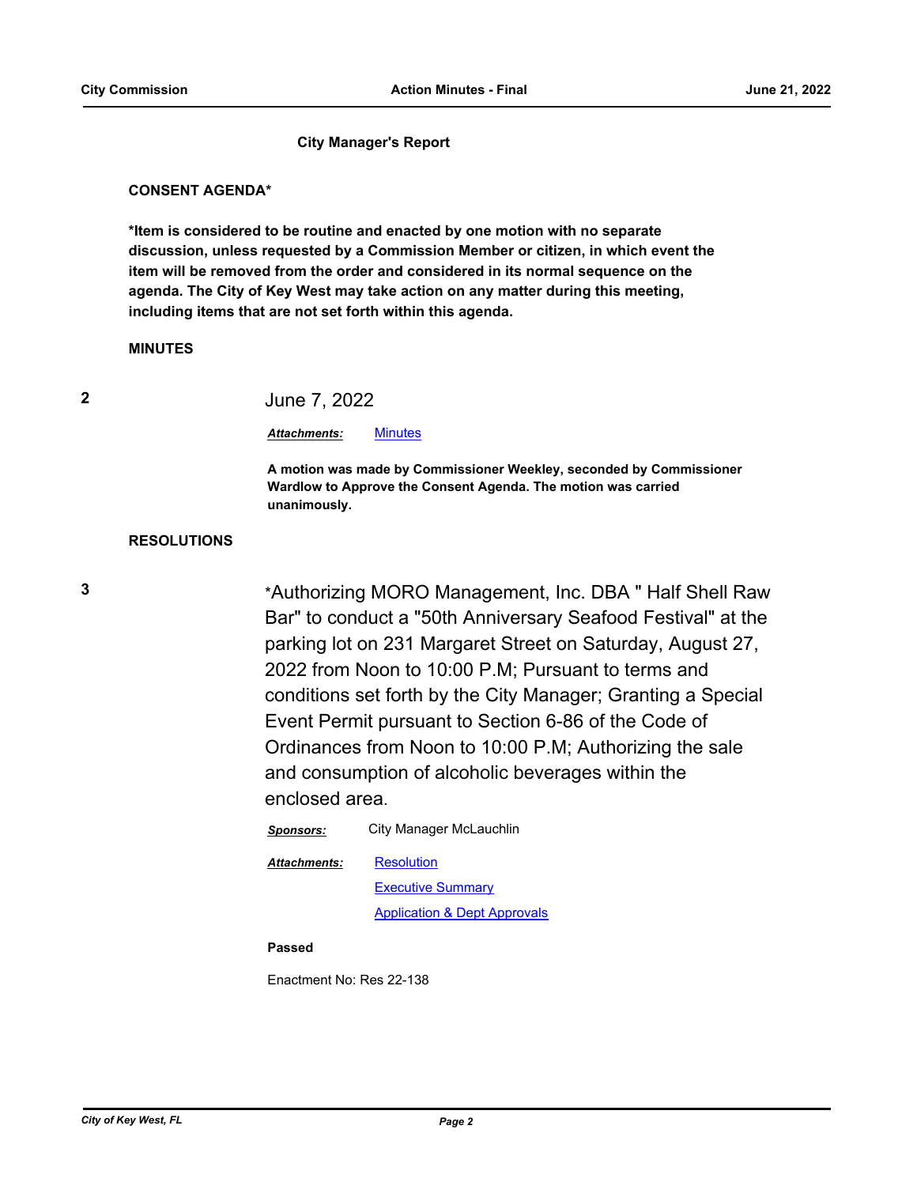### City Manager's Report

**CONSENT AGENDA***

***Item is considered to be routine and enacted by one motion with no separate discussion, unless requested by a Commission Member or citizen, in which event the item will be removed from the order and considered in its normal sequence on the agenda. The City of Key West may take action on any matter during this meeting, including items that are not set forth within this agenda.**

**MINUTES**

**2** June 7, 2022

***Attachments:*** Minutes

**A motion was made by Commissioner Weekley, seconded by Commissioner Wardlow to Approve the Consent Agenda. The motion was carried unanimously.**

**RESOLUTIONS**

**3** *Authorizing MORO Management, Inc. DBA " Half Shell Raw Bar" to conduct a "50th Anniversary Seafood Festival" at the parking lot on 231 Margaret Street on Saturday, August 27, 2022 from Noon to 10:00 P.M; Pursuant to terms and conditions set forth by the City Manager; Granting a Special Event Permit pursuant to Section 6-86 of the Code of Ordinances from Noon to 10:00 P.M; Authorizing the sale and consumption of alcoholic beverages within the enclosed area.

***Sponsors:*** City Manager McLauchlin

***Attachments:*** Resolution
Executive Summary
Application & Dept Approvals

**Passed**

Enactment No: Res 22-138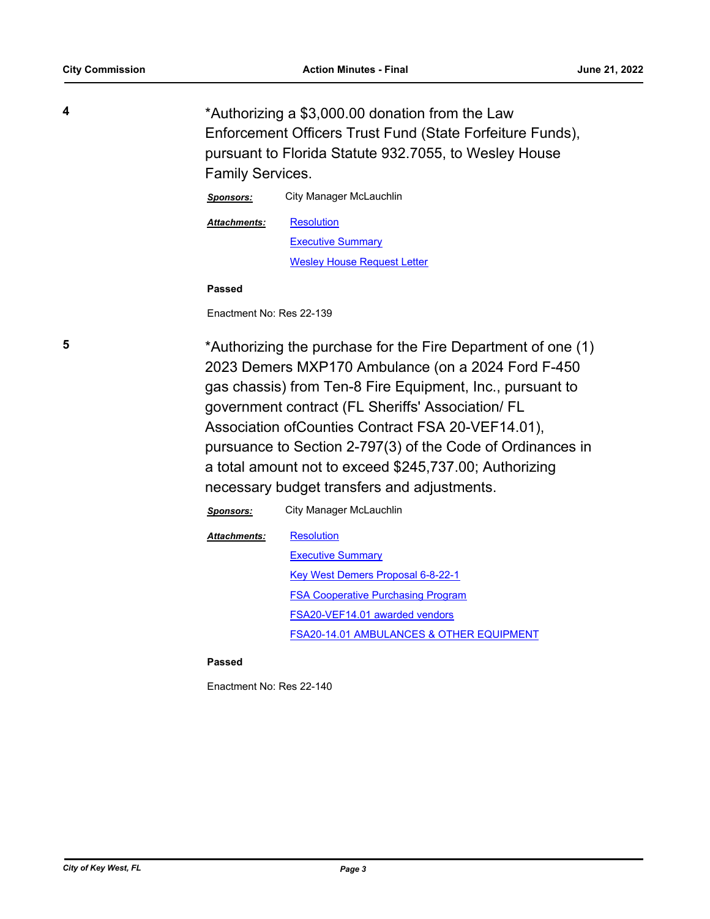4

*Authorizing a $3,000.00 donation from the Law Enforcement Officers Trust Fund (State Forfeiture Funds), pursuant to Florida Statute 932.7055, to Wesley House Family Services.

***Sponsors:*** City Manager McLauchlin

***Attachments:*** Resolution
Executive Summary
Wesley House Request Letter

**Passed**

Enactment No: Res 22-139

5

*Authorizing the purchase for the Fire Department of one (1) 2023 Demers MXP170 Ambulance (on a 2024 Ford F-450 gas chassis) from Ten-8 Fire Equipment, Inc., pursuant to government contract (FL Sheriffs' Association/ FL Association ofCounties Contract FSA 20-VEF14.01), pursuance to Section 2-797(3) of the Code of Ordinances in a total amount not to exceed $245,737.00; Authorizing necessary budget transfers and adjustments.

***Sponsors:*** City Manager McLauchlin

***Attachments:*** Resolution
Executive Summary
Key West Demers Proposal 6-8-22-1
FSA Cooperative Purchasing Program
FSA20-VEF14.01 awarded vendors
FSA20-14.01 AMBULANCES & OTHER EQUIPMENT

**Passed**

Enactment No: Res 22-140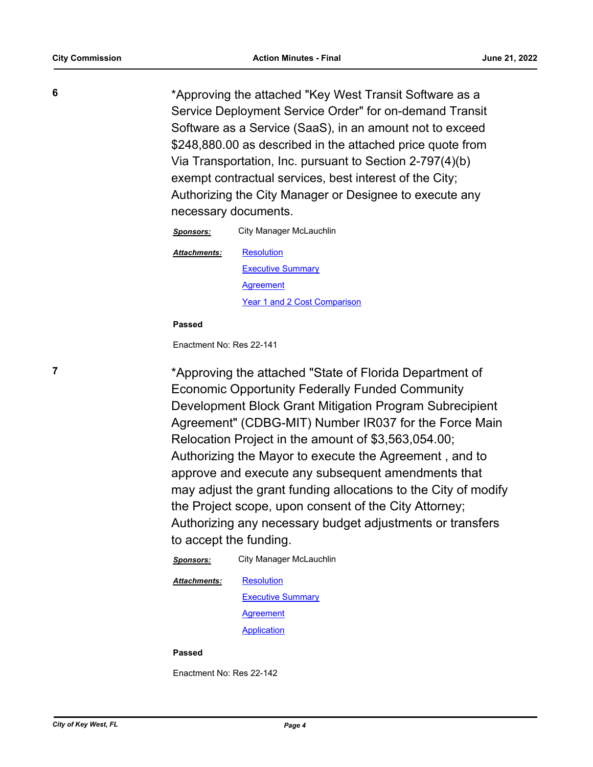**6**

*Approving the attached "Key West Transit Software as a Service Deployment Service Order" for on-demand Transit Software as a Service (SaaS), in an amount not to exceed $248,880.00 as described in the attached price quote from Via Transportation, Inc. pursuant to Section 2-797(4)(b) exempt contractual services, best interest of the City; Authorizing the City Manager or Designee to execute any necessary documents.

***Sponsors:*** City Manager McLauchlin

***Attachments:*** Resolution
Executive Summary
Agreement
Year 1 and 2 Cost Comparison

**Passed**

Enactment No: Res 22-141

**7**

*Approving the attached "State of Florida Department of Economic Opportunity Federally Funded Community Development Block Grant Mitigation Program Subrecipient Agreement" (CDBG-MIT) Number IR037 for the Force Main Relocation Project in the amount of $3,563,054.00; Authorizing the Mayor to execute the Agreement , and to approve and execute any subsequent amendments that may adjust the grant funding allocations to the City of modify the Project scope, upon consent of the City Attorney; Authorizing any necessary budget adjustments or transfers to accept the funding.

***Sponsors:*** City Manager McLauchlin

***Attachments:*** Resolution
Executive Summary
Agreement
Application

**Passed**

Enactment No: Res 22-142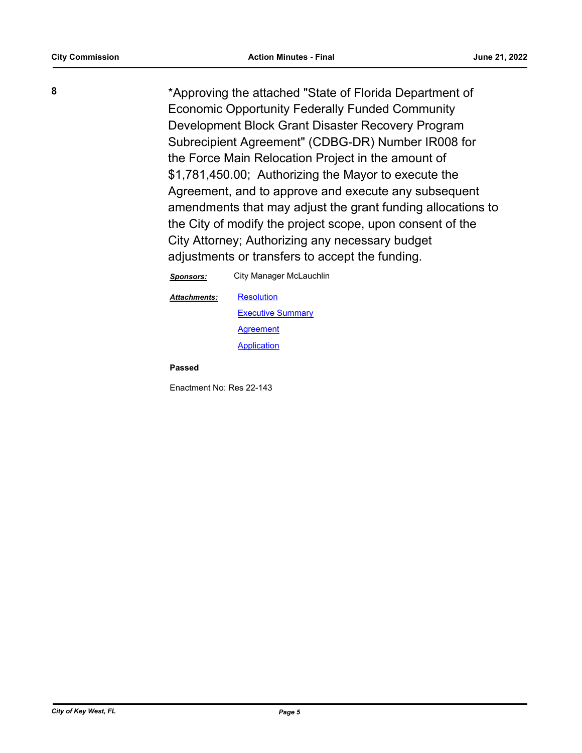**8**

*Approving the attached "State of Florida Department of Economic Opportunity Federally Funded Community Development Block Grant Disaster Recovery Program Subrecipient Agreement" (CDBG-DR) Number IR008 for the Force Main Relocation Project in the amount of $1,781,450.00; Authorizing the Mayor to execute the Agreement, and to approve and execute any subsequent amendments that may adjust the grant funding allocations to the City of modify the project scope, upon consent of the City Attorney; Authorizing any necessary budget adjustments or transfers to accept the funding.

***Sponsors:*** City Manager McLauchlin

***Attachments:*** Resolution
Executive Summary
Agreement
Application

**Passed**

Enactment No: Res 22-143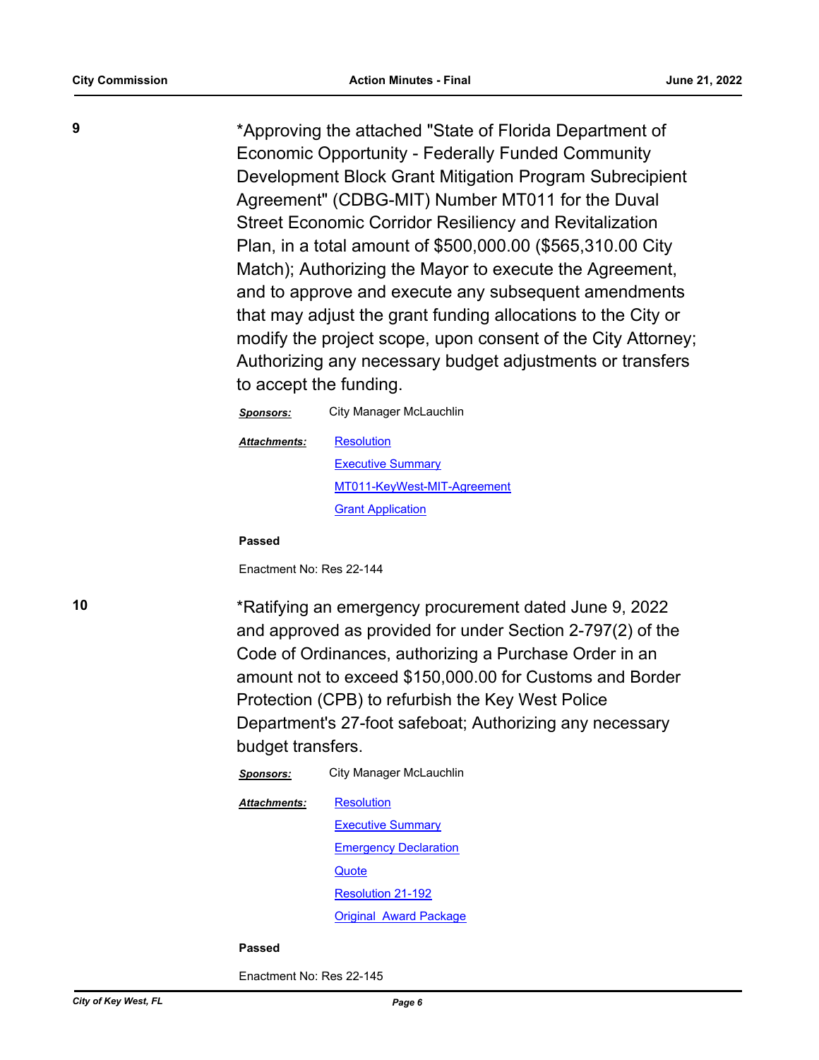**9**

*Approving the attached "State of Florida Department of Economic Opportunity - Federally Funded Community Development Block Grant Mitigation Program Subrecipient Agreement" (CDBG-MIT) Number MT011 for the Duval Street Economic Corridor Resiliency and Revitalization Plan, in a total amount of $500,000.00 ($565,310.00 City Match); Authorizing the Mayor to execute the Agreement, and to approve and execute any subsequent amendments that may adjust the grant funding allocations to the City or modify the project scope, upon consent of the City Attorney; Authorizing any necessary budget adjustments or transfers to accept the funding.

***Sponsors:*** City Manager McLauchlin

***Attachments:*** Resolution
Executive Summary
MT011-KeyWest-MIT-Agreement
Grant Application

**Passed**

Enactment No: Res 22-144

**10**

*Ratifying an emergency procurement dated June 9, 2022 and approved as provided for under Section 2-797(2) of the Code of Ordinances, authorizing a Purchase Order in an amount not to exceed $150,000.00 for Customs and Border Protection (CPB) to refurbish the Key West Police Department's 27-foot safeboat; Authorizing any necessary budget transfers.

***Sponsors:*** City Manager McLauchlin

***Attachments:*** Resolution
Executive Summary
Emergency Declaration
Quote
Resolution 21-192
Original Award Package

**Passed**

Enactment No: Res 22-145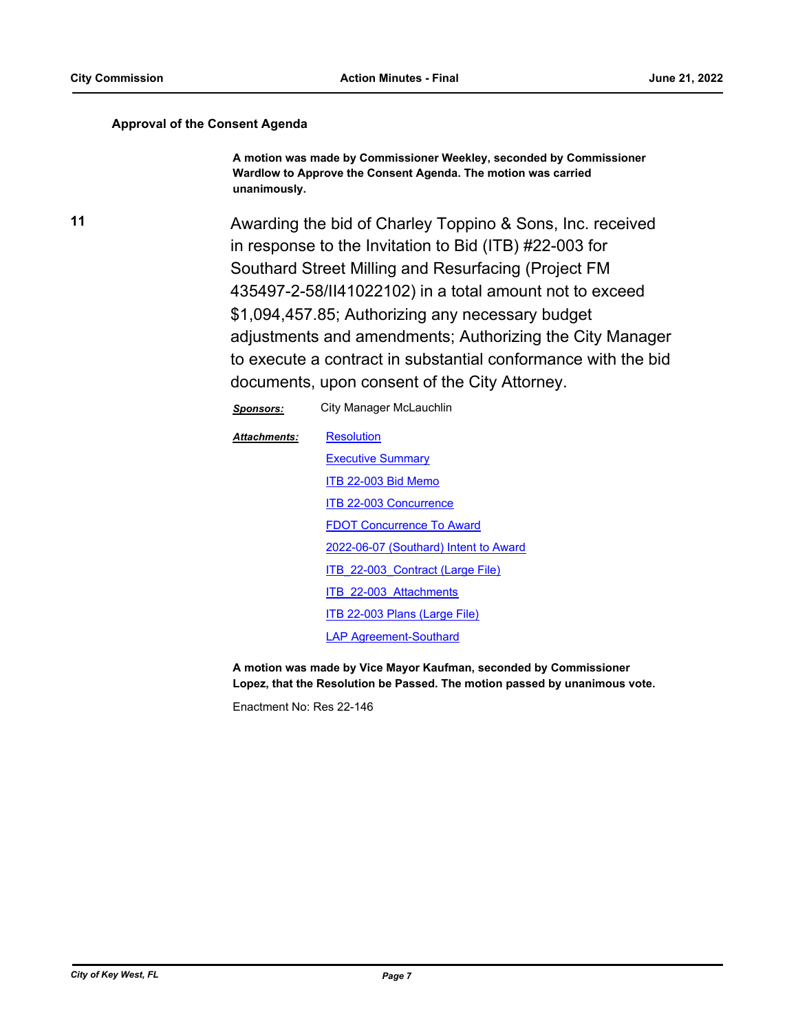**Approval of the Consent Agenda**

**A motion was made by Commissioner Weekley, seconded by Commissioner Wardlow to Approve the Consent Agenda. The motion was carried unanimously.**

**11**

Awarding the bid of Charley Toppino & Sons, Inc. received in response to the Invitation to Bid (ITB) #22-003 for Southard Street Milling and Resurfacing (Project FM 435497-2-58/II41022102) in a total amount not to exceed $1,094,457.85; Authorizing any necessary budget adjustments and amendments; Authorizing the City Manager to execute a contract in substantial conformance with the bid documents, upon consent of the City Attorney.

***Sponsors:*** City Manager McLauchlin

***Attachments:*** Resolution
Executive Summary
ITB 22-003 Bid Memo
ITB 22-003 Concurrence
FDOT Concurrence To Award
2022-06-07 (Southard) Intent to Award
ITB_22-003_Contract (Large File)
ITB_22-003_Attachments
ITB 22-003 Plans (Large File)
LAP Agreement-Southard

**A motion was made by Vice Mayor Kaufman, seconded by Commissioner Lopez, that the Resolution be Passed. The motion passed by unanimous vote.**

Enactment No: Res 22-146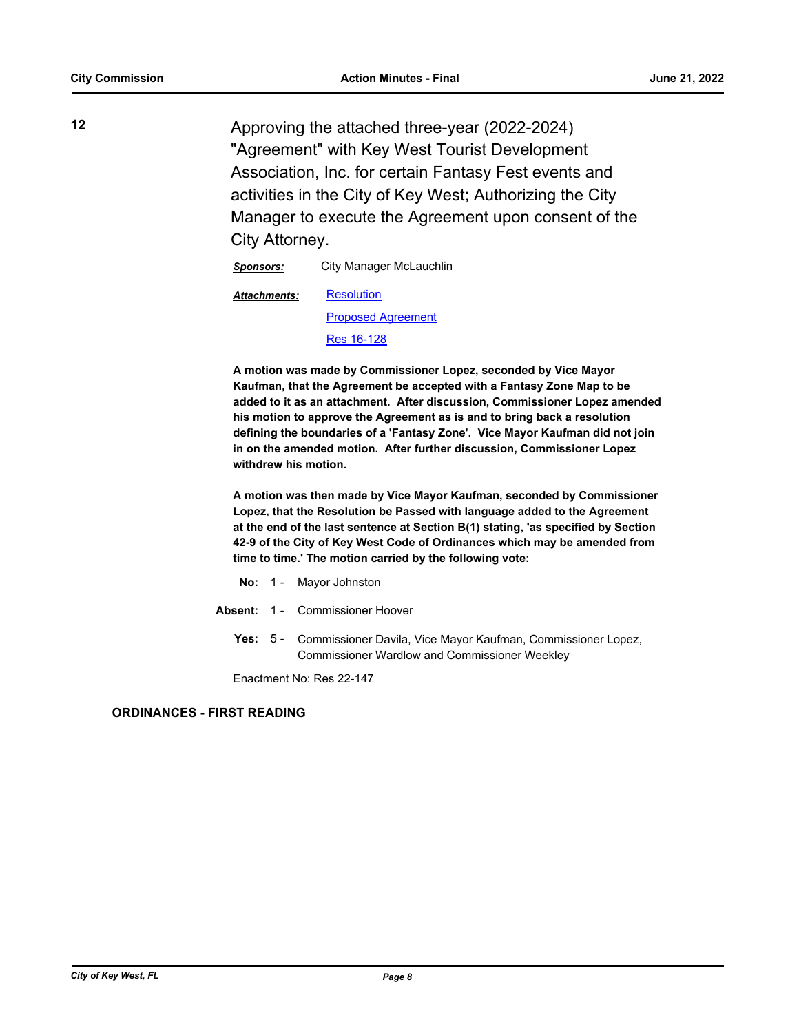**12** Approving the attached three-year (2022-2024) "Agreement" with Key West Tourist Development Association, Inc. for certain Fantasy Fest events and activities in the City of Key West; Authorizing the City Manager to execute the Agreement upon consent of the City Attorney.

***Sponsors:*** City Manager McLauchlin

***Attachments:*** Resolution
Proposed Agreement
Res 16-128

**A motion was made by Commissioner Lopez, seconded by Vice Mayor Kaufman, that the Agreement be accepted with a Fantasy Zone Map to be added to it as an attachment. After discussion, Commissioner Lopez amended his motion to approve the Agreement as is and to bring back a resolution defining the boundaries of a 'Fantasy Zone'. Vice Mayor Kaufman did not join in on the amended motion. After further discussion, Commissioner Lopez withdrew his motion.**

**A motion was then made by Vice Mayor Kaufman, seconded by Commissioner Lopez, that the Resolution be Passed with language added to the Agreement at the end of the last sentence at Section B(1) stating, 'as specified by Section 42-9 of the City of Key West Code of Ordinances which may be amended from time to time.' The motion carried by the following vote:**

**No:** 1 - Mayor Johnston

**Absent:** 1 - Commissioner Hoover

**Yes:** 5 - Commissioner Davila, Vice Mayor Kaufman, Commissioner Lopez, Commissioner Wardlow and Commissioner Weekley

Enactment No: Res 22-147

## ORDINANCES - FIRST READING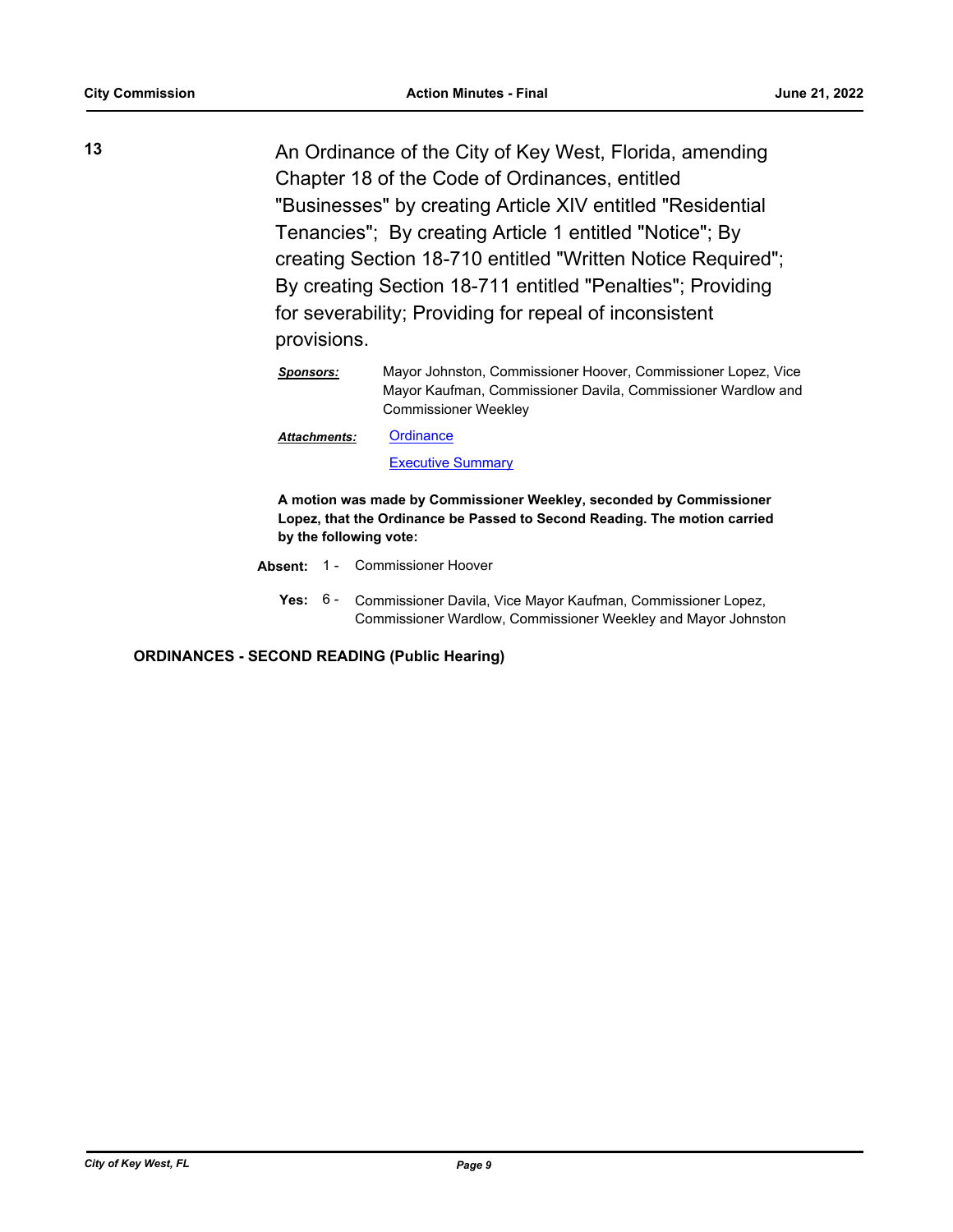**13** An Ordinance of the City of Key West, Florida, amending Chapter 18 of the Code of Ordinances, entitled "Businesses" by creating Article XIV entitled "Residential Tenancies"; By creating Article 1 entitled "Notice"; By creating Section 18-710 entitled "Written Notice Required"; By creating Section 18-711 entitled "Penalties"; Providing for severability; Providing for repeal of inconsistent provisions.

***Sponsors:*** Mayor Johnston, Commissioner Hoover, Commissioner Lopez, Vice Mayor Kaufman, Commissioner Davila, Commissioner Wardlow and Commissioner Weekley

***Attachments:*** Ordinance

Executive Summary

**A motion was made by Commissioner Weekley, seconded by Commissioner Lopez, that the Ordinance be Passed to Second Reading. The motion carried by the following vote:**

**Absent:** 1 - Commissioner Hoover

**Yes:** 6 - Commissioner Davila, Vice Mayor Kaufman, Commissioner Lopez, Commissioner Wardlow, Commissioner Weekley and Mayor Johnston

**ORDINANCES - SECOND READING (Public Hearing)**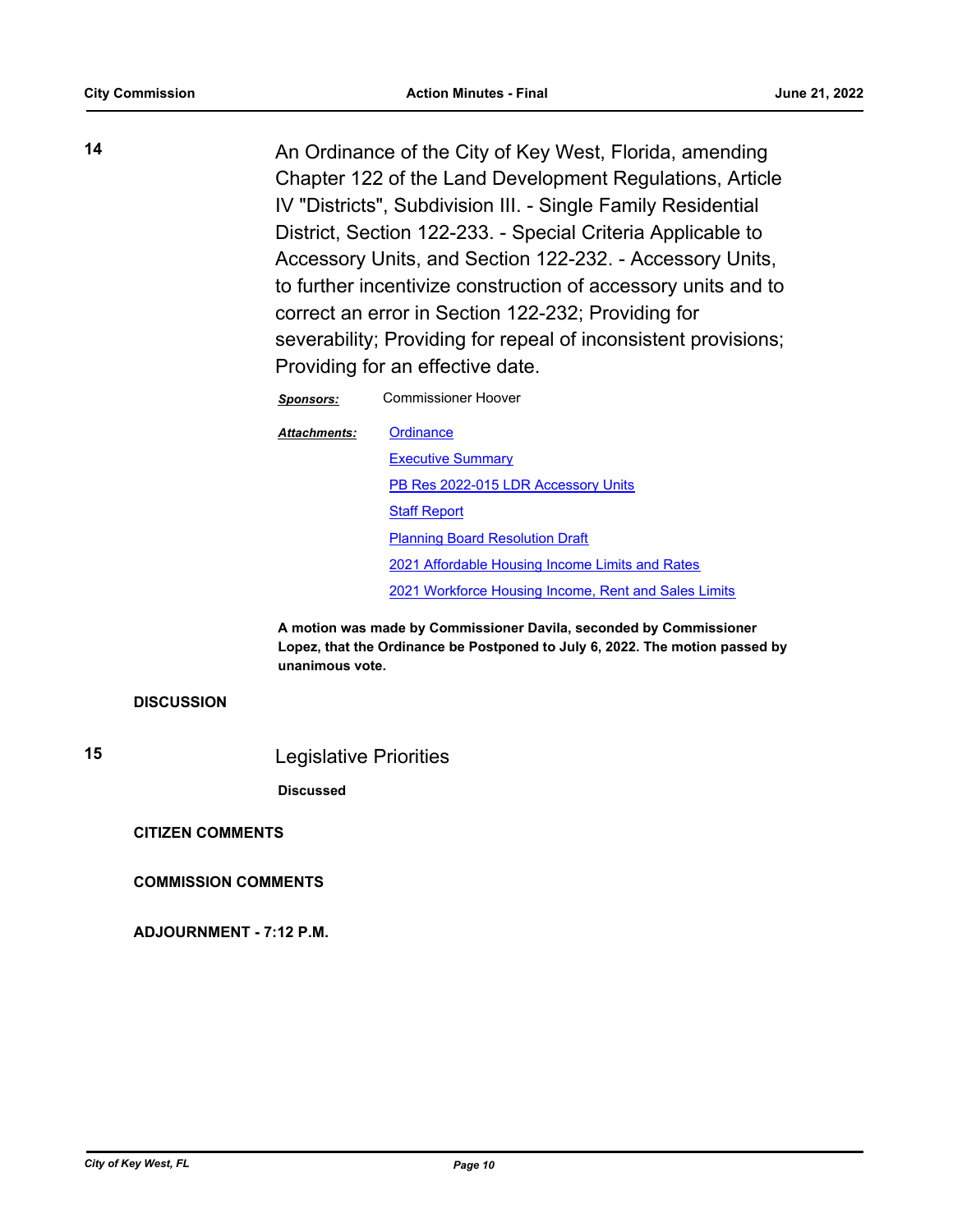**14** An Ordinance of the City of Key West, Florida, amending Chapter 122 of the Land Development Regulations, Article IV "Districts", Subdivision III. - Single Family Residential District, Section 122-233. - Special Criteria Applicable to Accessory Units, and Section 122-232. - Accessory Units, to further incentivize construction of accessory units and to correct an error in Section 122-232; Providing for severability; Providing for repeal of inconsistent provisions; Providing for an effective date.

***Sponsors:*** Commissioner Hoover

***Attachments:*** Ordinance
Executive Summary
PB Res 2022-015 LDR Accessory Units
Staff Report
Planning Board Resolution Draft
2021 Affordable Housing Income Limits and Rates
2021 Workforce Housing Income, Rent and Sales Limits

**A motion was made by Commissioner Davila, seconded by Commissioner Lopez, that the Ordinance be Postponed to July 6, 2022. The motion passed by unanimous vote.**

## DISCUSSION

**15** Legislative Priorities

**Discussed**

## CITIZEN COMMENTS

## COMMISSION COMMENTS

## ADJOURNMENT - 7:12 P.M.